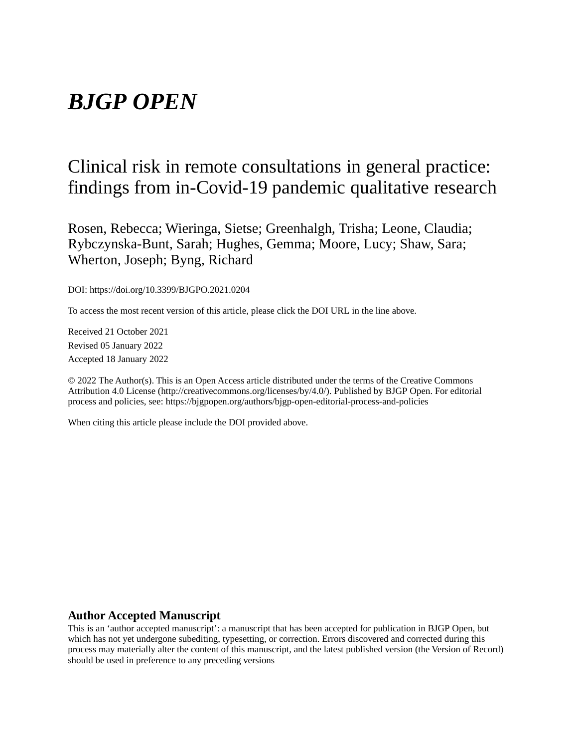# *BJGP OPEN*

## Clinical risk in remote consultations in general practice: findings from in-Covid-19 pandemic qualitative research

Rosen, Rebecca; Wieringa, Sietse; Greenhalgh, Trisha; Leone, Claudia; Rybczynska-Bunt, Sarah; Hughes, Gemma; Moore, Lucy; Shaw, Sara; Wherton, Joseph; Byng, Richard

DOI: https://doi.org/10.3399/BJGPO.2021.0204

To access the most recent version of this article, please click the DOI URL in the line above.

Received 21 October 2021

Revised 05 January 2022

Accepted 18 January 2022

© 2022 The Author(s). This is an Open Access article distributed under the terms of the Creative Commons Attribution 4.0 License (http://creativecommons.org/licenses/by/4.0/). Published by BJGP Open. For editorial process and policies, see: https://bjgpopen.org/authors/bjgp-open-editorial-process-and-policies

When citing this article please include the DOI provided above.

**Author Accepted Manuscript**

This is an 'author accepted manuscript': a manuscript that has been accepted for publication in BJGP Open, but which has not yet undergone subediting, typesetting, or correction. Errors discovered and corrected during this process may materially alter the content of this manuscript, and the latest published version (the Version of Record) should be used in preference to any preceding versions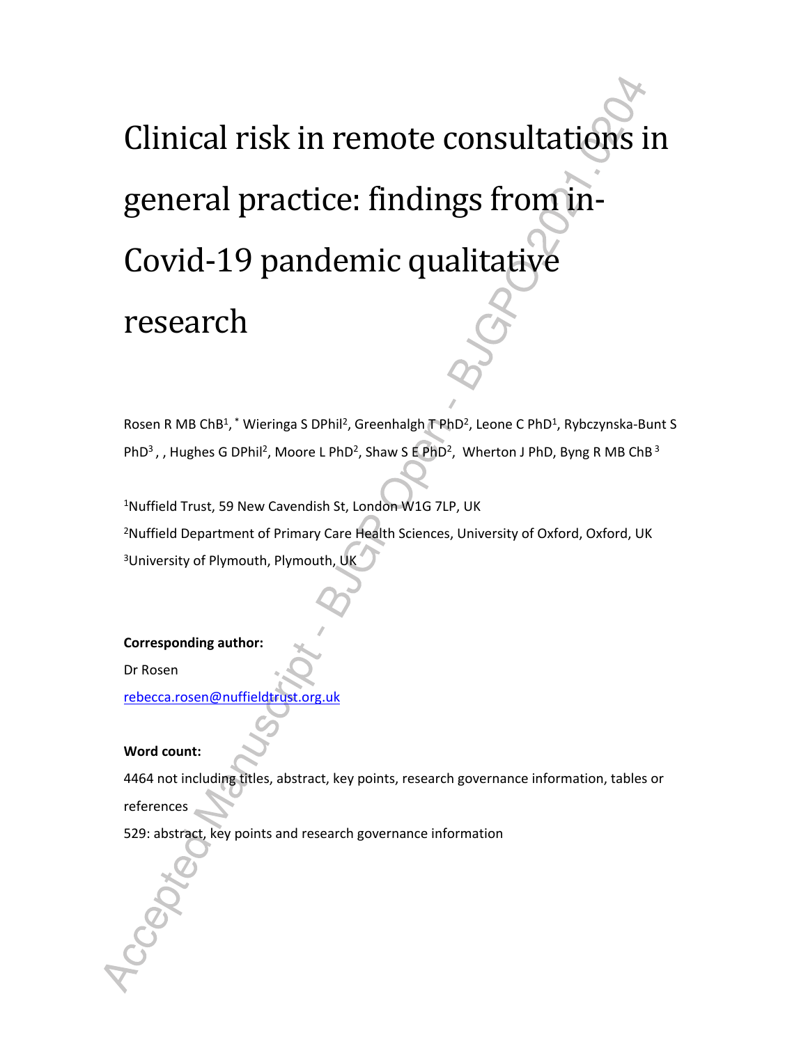# Clinical risk in remote consultations in general practice: findings from in-Covid-19 pandemic qualitative research

Rosen R MB ChB[1], * Wieringa S DPhil[2], Greenhalgh T PhD[2], Leone C PhD[1], Rybczynska-Bunt S PhD[3] , , Hughes G DPhil[2], Moore L PhD[2], Shaw S E PhD[2], Wherton J PhD, Byng R MB ChB [3]

[1]Nuffield Trust, 59 New Cavendish St, London W1G 7LP, UK

[2]Nuffield Department of Primary Care Health Sciences, University of Oxford, Oxford, UK

[3]University of Plymouth, Plymouth, UK

**Corresponding author:**

Dr Rosen

rebecca.rosen@nuffieldtrust.org.uk

**Word count:**

4464 not including titles, abstract, key points, research governance information, tables or references

529: abstract, key points and research governance information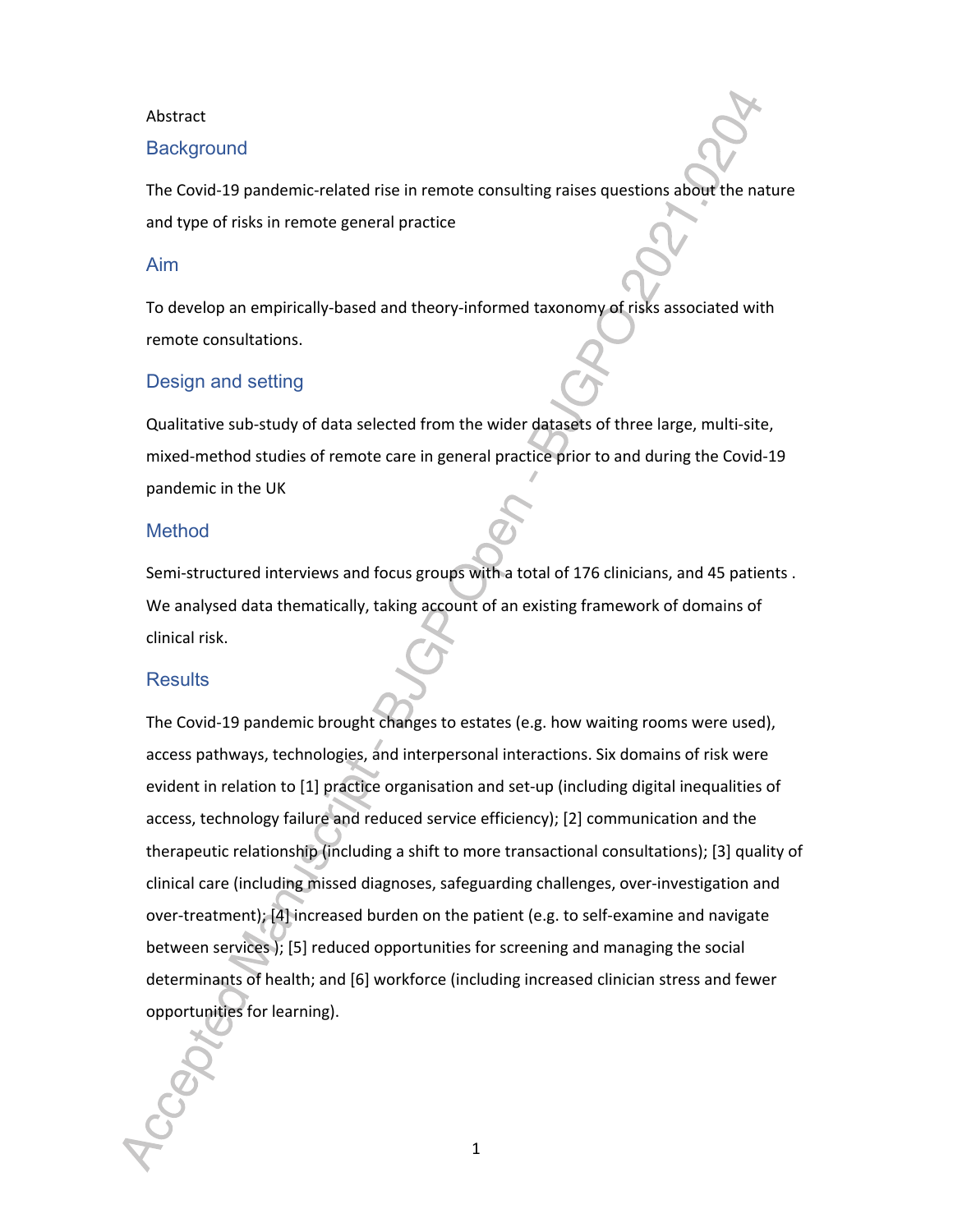Abstract

## Background

The Covid-19 pandemic-related rise in remote consulting raises questions about the nature and type of risks in remote general practice

## Aim

To develop an empirically-based and theory-informed taxonomy of risks associated with remote consultations.

## Design and setting

Qualitative sub-study of data selected from the wider datasets of three large, multi-site, mixed-method studies of remote care in general practice prior to and during the Covid-19 pandemic in the UK

## Method

Semi-structured interviews and focus groups with a total of 176 clinicians, and 45 patients . We analysed data thematically, taking account of an existing framework of domains of clinical risk.

## Results

The Covid-19 pandemic brought changes to estates (e.g. how waiting rooms were used), access pathways, technologies, and interpersonal interactions. Six domains of risk were evident in relation to [1] practice organisation and set-up (including digital inequalities of access, technology failure and reduced service efficiency); [2] communication and the therapeutic relationship (including a shift to more transactional consultations); [3] quality of clinical care (including missed diagnoses, safeguarding challenges, over-investigation and over-treatment); [4] increased burden on the patient (e.g. to self-examine and navigate between services ); [5] reduced opportunities for screening and managing the social determinants of health; and [6] workforce (including increased clinician stress and fewer opportunities for learning).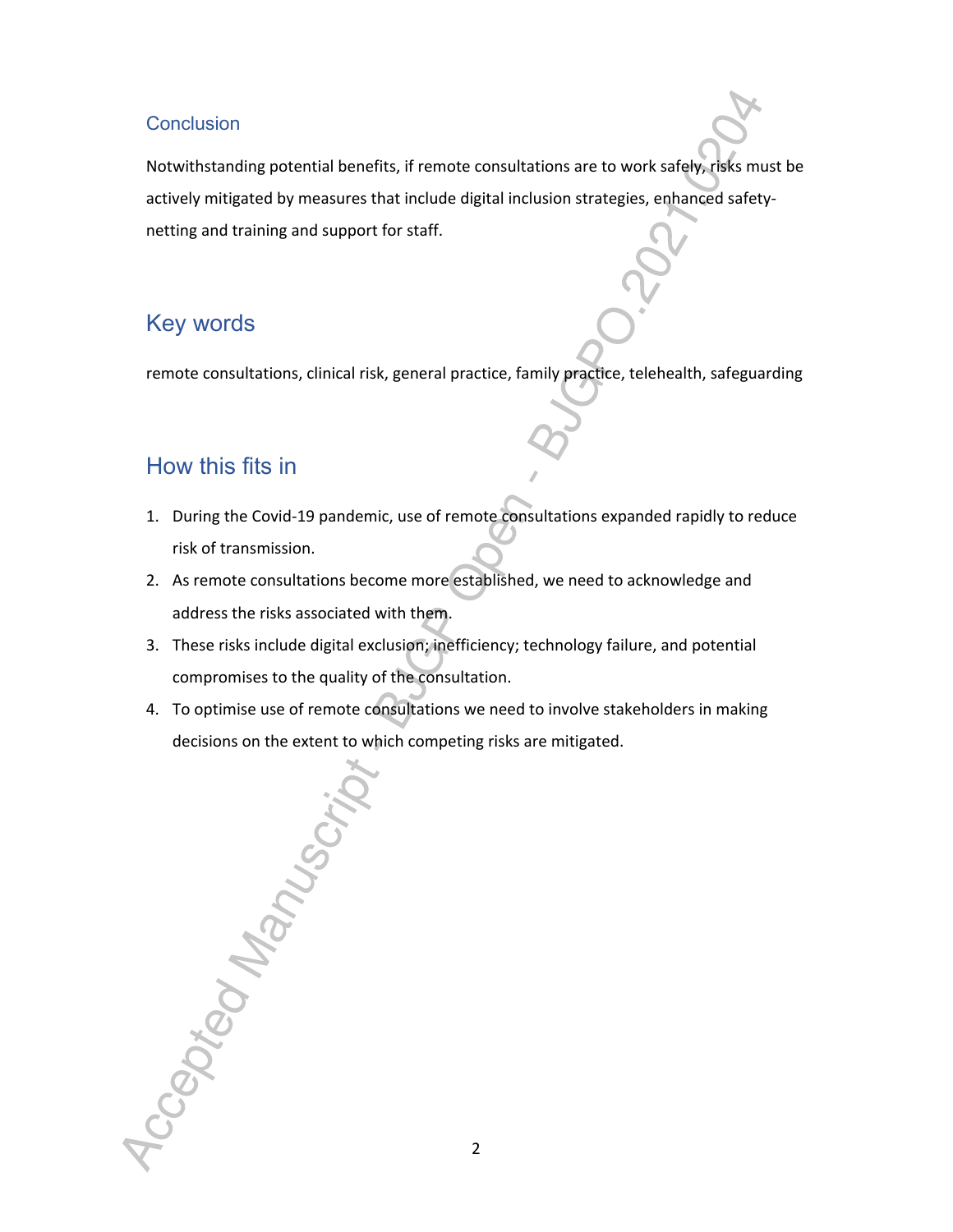## Conclusion

Notwithstanding potential benefits, if remote consultations are to work safely, risks must be actively mitigated by measures that include digital inclusion strategies, enhanced safety-netting and training and support for staff.

## Key words

remote consultations, clinical risk, general practice, family practice, telehealth, safeguarding

## How this fits in

1. During the Covid-19 pandemic, use of remote consultations expanded rapidly to reduce risk of transmission.
2. As remote consultations become more established, we need to acknowledge and address the risks associated with them.
3. These risks include digital exclusion; inefficiency; technology failure, and potential compromises to the quality of the consultation.
4. To optimise use of remote consultations we need to involve stakeholders in making decisions on the extent to which competing risks are mitigated.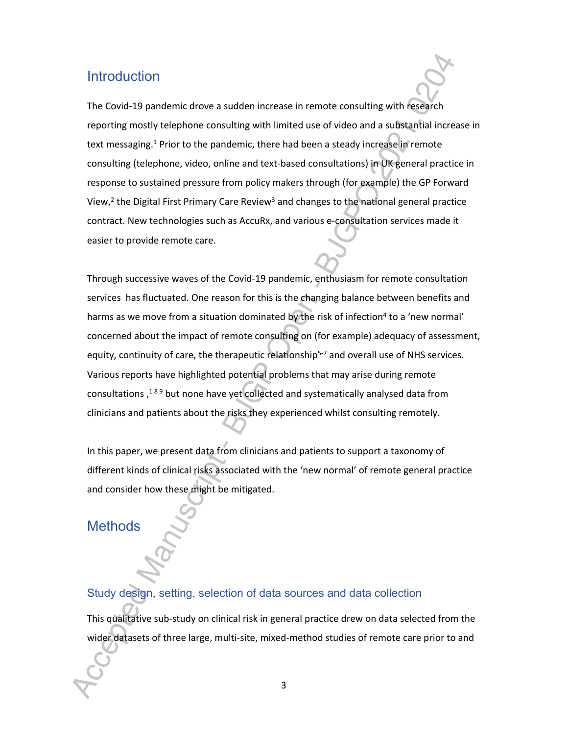## Introduction

The Covid-19 pandemic drove a sudden increase in remote consulting with research reporting mostly telephone consulting with limited use of video and a substantial increase in text messaging.[1] Prior to the pandemic, there had been a steady increase in remote consulting (telephone, video, online and text-based consultations) in UK general practice in response to sustained pressure from policy makers through (for example) the GP Forward View,[2] the Digital First Primary Care Review[3] and changes to the national general practice contract. New technologies such as AccuRx, and various e-consultation services made it easier to provide remote care.

Through successive waves of the Covid-19 pandemic, enthusiasm for remote consultation services has fluctuated. One reason for this is the changing balance between benefits and harms as we move from a situation dominated by the risk of infection[4] to a 'new normal' concerned about the impact of remote consulting on (for example) adequacy of assessment, equity, continuity of care, the therapeutic relationship[5-7] and overall use of NHS services. Various reports have highlighted potential problems that may arise during remote consultations ,[1 8 9] but none have yet collected and systematically analysed data from clinicians and patients about the risks they experienced whilst consulting remotely.

In this paper, we present data from clinicians and patients to support a taxonomy of different kinds of clinical risks associated with the 'new normal' of remote general practice and consider how these might be mitigated.

## Methods

### Study design, setting, selection of data sources and data collection

This qualitative sub-study on clinical risk in general practice drew on data selected from the wider datasets of three large, multi-site, mixed-method studies of remote care prior to and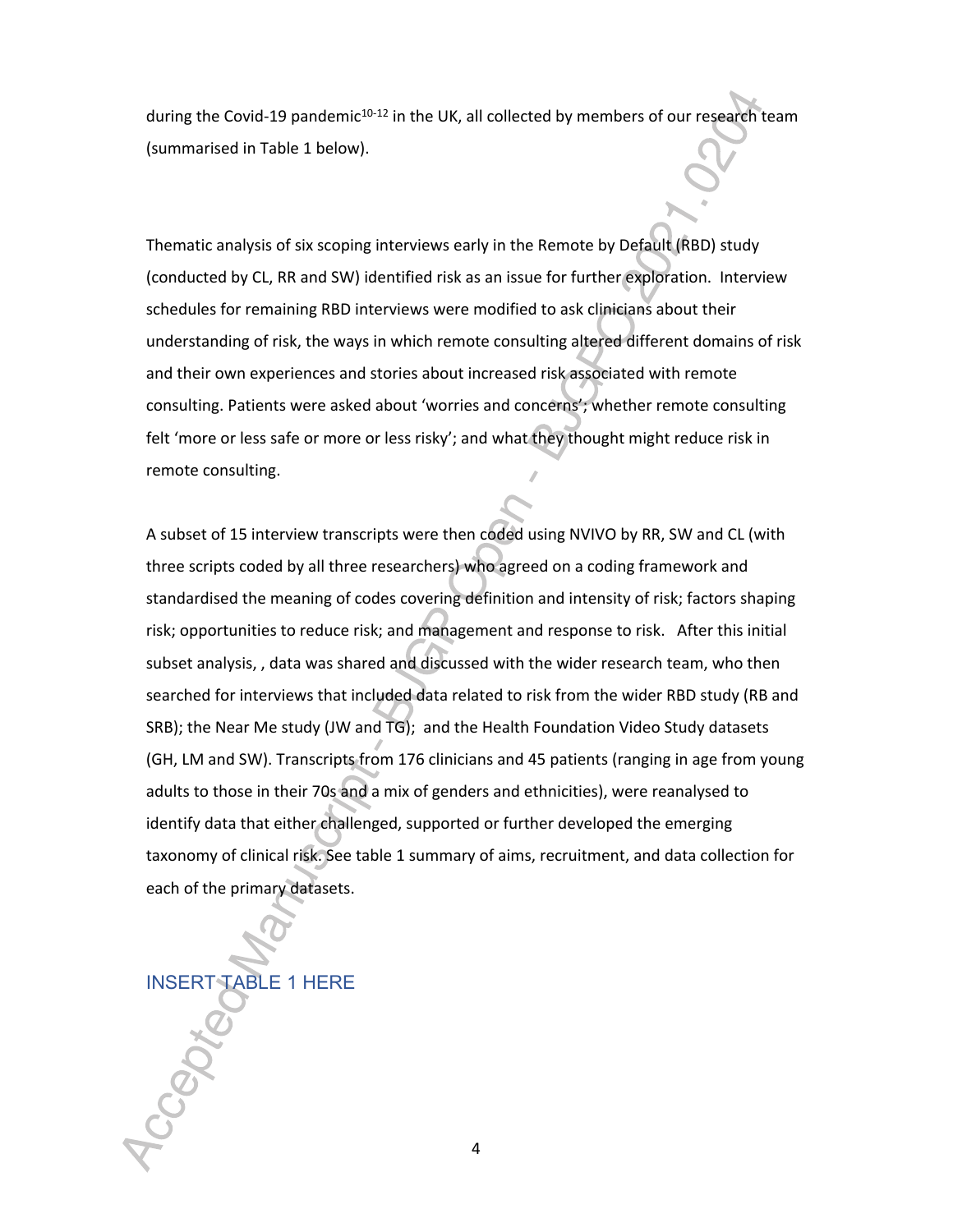during the Covid-19 pandemic[10-12] in the UK, all collected by members of our research team (summarised in Table 1 below).

Thematic analysis of six scoping interviews early in the Remote by Default (RBD) study (conducted by CL, RR and SW) identified risk as an issue for further exploration. Interview schedules for remaining RBD interviews were modified to ask clinicians about their understanding of risk, the ways in which remote consulting altered different domains of risk and their own experiences and stories about increased risk associated with remote consulting. Patients were asked about 'worries and concerns'; whether remote consulting felt 'more or less safe or more or less risky'; and what they thought might reduce risk in remote consulting.

A subset of 15 interview transcripts were then coded using NVIVO by RR, SW and CL (with three scripts coded by all three researchers) who agreed on a coding framework and standardised the meaning of codes covering definition and intensity of risk; factors shaping risk; opportunities to reduce risk; and management and response to risk. After this initial subset analysis, , data was shared and discussed with the wider research team, who then searched for interviews that included data related to risk from the wider RBD study (RB and SRB); the Near Me study (JW and TG); and the Health Foundation Video Study datasets (GH, LM and SW). Transcripts from 176 clinicians and 45 patients (ranging in age from young adults to those in their 70s and a mix of genders and ethnicities), were reanalysed to identify data that either challenged, supported or further developed the emerging taxonomy of clinical risk. See table 1 summary of aims, recruitment, and data collection for each of the primary datasets.

INSERT TABLE 1 HERE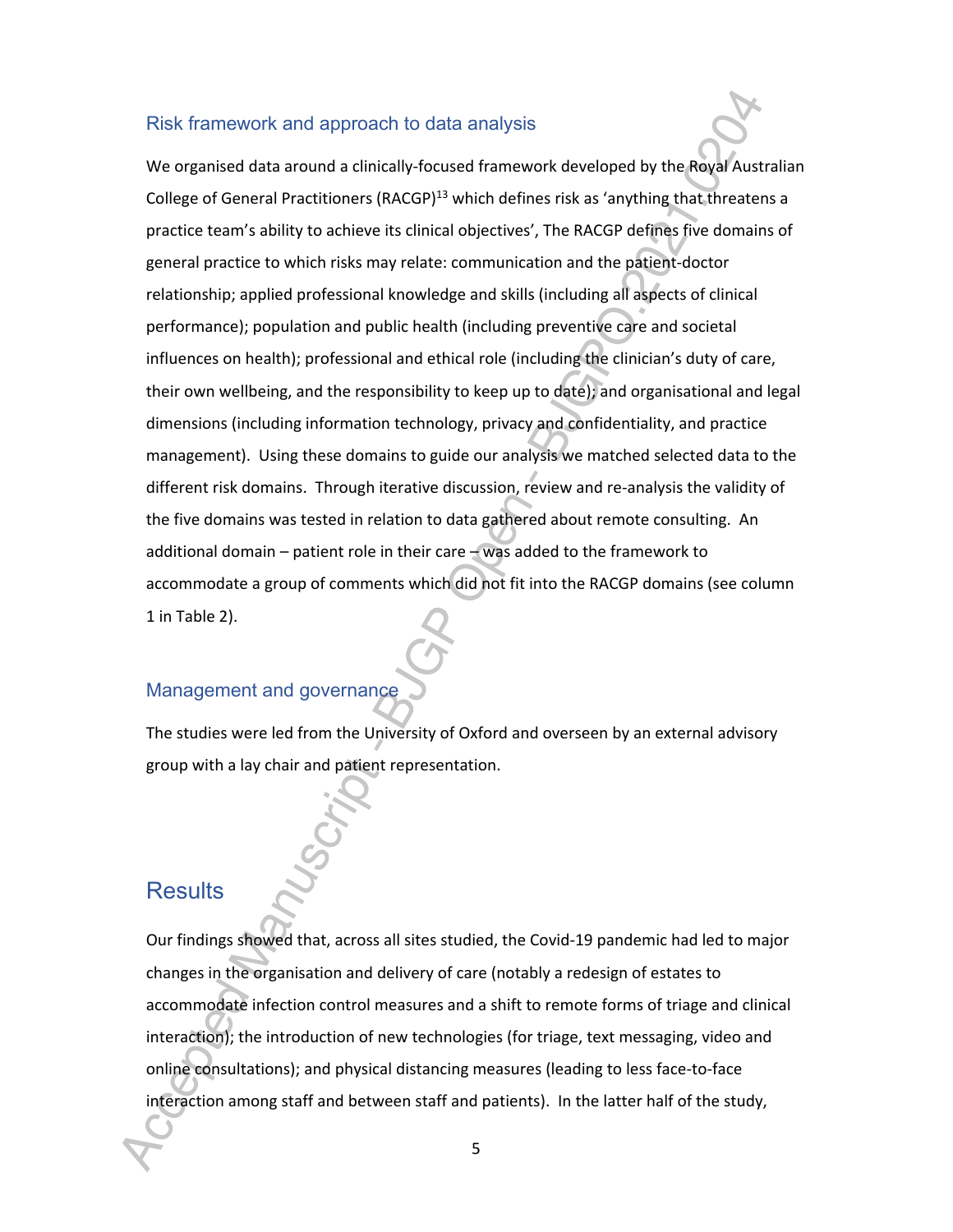## Risk framework and approach to data analysis

We organised data around a clinically-focused framework developed by the Royal Australian College of General Practitioners (RACGP)[13] which defines risk as 'anything that threatens a practice team's ability to achieve its clinical objectives', The RACGP defines five domains of general practice to which risks may relate: communication and the patient-doctor relationship; applied professional knowledge and skills (including all aspects of clinical performance); population and public health (including preventive care and societal influences on health); professional and ethical role (including the clinician's duty of care, their own wellbeing, and the responsibility to keep up to date); and organisational and legal dimensions (including information technology, privacy and confidentiality, and practice management). Using these domains to guide our analysis we matched selected data to the different risk domains. Through iterative discussion, review and re-analysis the validity of the five domains was tested in relation to data gathered about remote consulting. An additional domain – patient role in their care – was added to the framework to accommodate a group of comments which did not fit into the RACGP domains (see column 1 in Table 2).

## Management and governance

The studies were led from the University of Oxford and overseen by an external advisory group with a lay chair and patient representation.

# Results

Our findings showed that, across all sites studied, the Covid-19 pandemic had led to major changes in the organisation and delivery of care (notably a redesign of estates to accommodate infection control measures and a shift to remote forms of triage and clinical interaction); the introduction of new technologies (for triage, text messaging, video and online consultations); and physical distancing measures (leading to less face-to-face interaction among staff and between staff and patients). In the latter half of the study,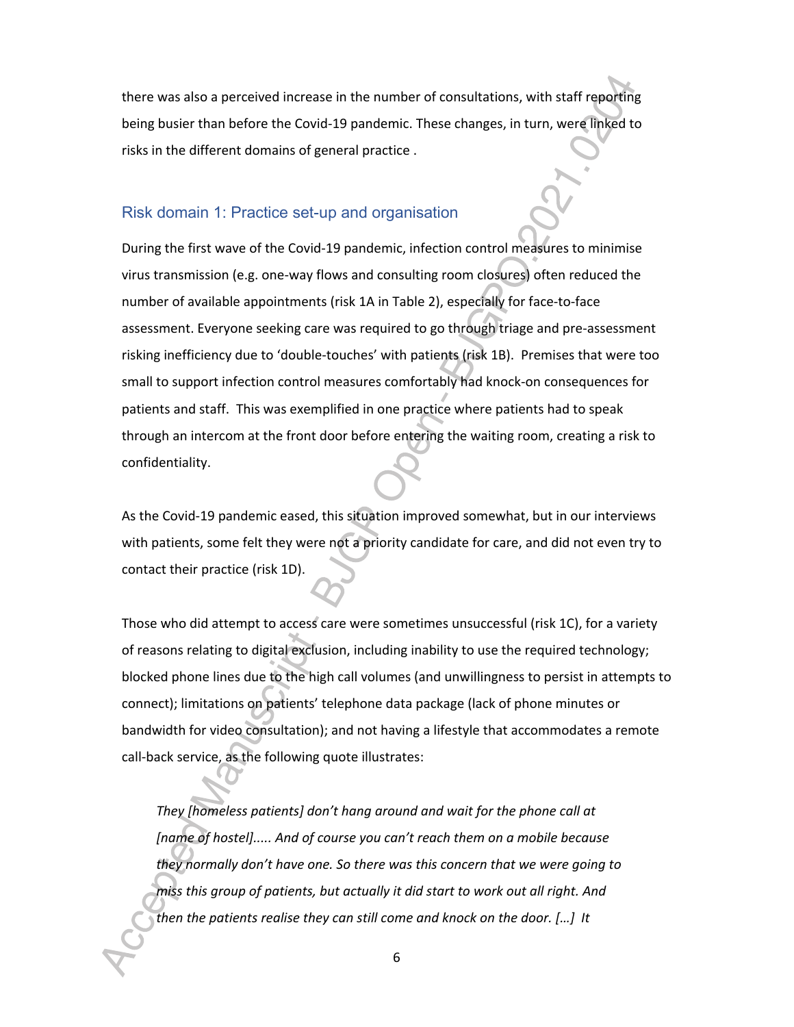there was also a perceived increase in the number of consultations, with staff reporting being busier than before the Covid-19 pandemic. These changes, in turn, were linked to risks in the different domains of general practice .

## Risk domain 1: Practice set-up and organisation

During the first wave of the Covid-19 pandemic, infection control measures to minimise virus transmission (e.g. one-way flows and consulting room closures) often reduced the number of available appointments (risk 1A in Table 2), especially for face-to-face assessment. Everyone seeking care was required to go through triage and pre-assessment risking inefficiency due to 'double-touches' with patients (risk 1B). Premises that were too small to support infection control measures comfortably had knock-on consequences for patients and staff. This was exemplified in one practice where patients had to speak through an intercom at the front door before entering the waiting room, creating a risk to confidentiality.

As the Covid-19 pandemic eased, this situation improved somewhat, but in our interviews with patients, some felt they were not a priority candidate for care, and did not even try to contact their practice (risk 1D).

Those who did attempt to access care were sometimes unsuccessful (risk 1C), for a variety of reasons relating to digital exclusion, including inability to use the required technology; blocked phone lines due to the high call volumes (and unwillingness to persist in attempts to connect); limitations on patients' telephone data package (lack of phone minutes or bandwidth for video consultation); and not having a lifestyle that accommodates a remote call-back service, as the following quote illustrates:

> *They [homeless patients] don't hang around and wait for the phone call at [name of hostel]..... And of course you can't reach them on a mobile because they normally don't have one. So there was this concern that we were going to miss this group of patients, but actually it did start to work out all right. And then the patients realise they can still come and knock on the door. [...] It*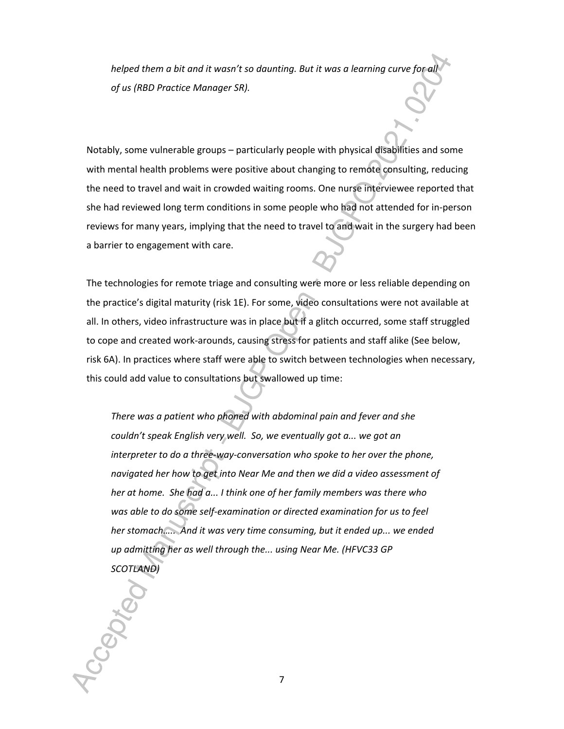*helped them a bit and it wasn't so daunting. But it was a learning curve for all of us (RBD Practice Manager SR).*

Notably, some vulnerable groups – particularly people with physical disabilities and some with mental health problems were positive about changing to remote consulting, reducing the need to travel and wait in crowded waiting rooms. One nurse interviewee reported that she had reviewed long term conditions in some people who had not attended for in-person reviews for many years, implying that the need to travel to and wait in the surgery had been a barrier to engagement with care.

The technologies for remote triage and consulting were more or less reliable depending on the practice's digital maturity (risk 1E). For some, video consultations were not available at all. In others, video infrastructure was in place but if a glitch occurred, some staff struggled to cope and created work-arounds, causing stress for patients and staff alike (See below, risk 6A). In practices where staff were able to switch between technologies when necessary, this could add value to consultations but swallowed up time:

*There was a patient who phoned with abdominal pain and fever and she couldn't speak English very well. So, we eventually got a... we got an interpreter to do a three-way-conversation who spoke to her over the phone, navigated her how to get into Near Me and then we did a video assessment of her at home. She had a... I think one of her family members was there who was able to do some self-examination or directed examination for us to feel her stomach….. And it was very time consuming, but it ended up... we ended up admitting her as well through the... using Near Me. (HFVC33 GP SCOTLAND)*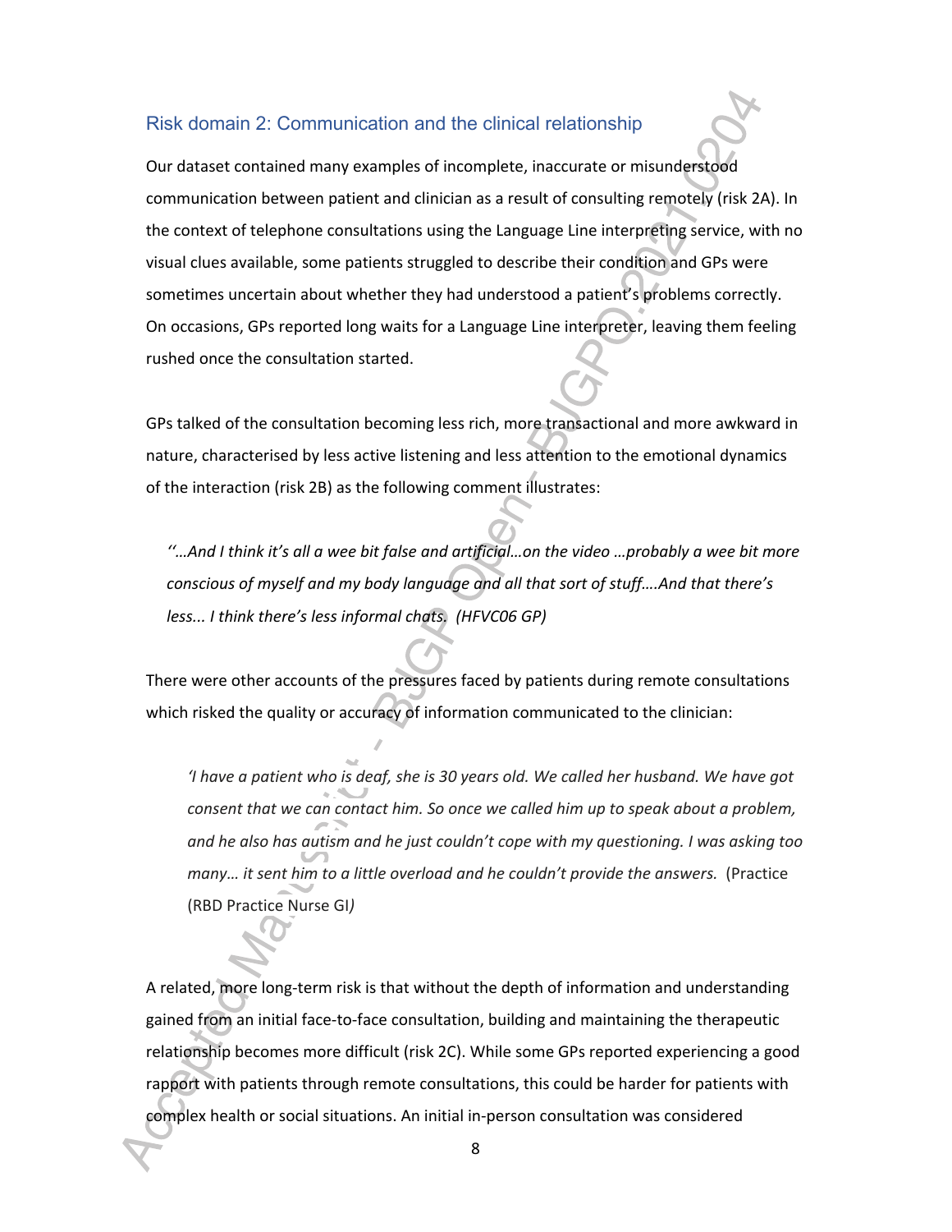### Risk domain 2: Communication and the clinical relationship

Our dataset contained many examples of incomplete, inaccurate or misunderstood communication between patient and clinician as a result of consulting remotely (risk 2A). In the context of telephone consultations using the Language Line interpreting service, with no visual clues available, some patients struggled to describe their condition and GPs were sometimes uncertain about whether they had understood a patient's problems correctly. On occasions, GPs reported long waits for a Language Line interpreter, leaving them feeling rushed once the consultation started.

GPs talked of the consultation becoming less rich, more transactional and more awkward in nature, characterised by less active listening and less attention to the emotional dynamics of the interaction (risk 2B) as the following comment illustrates:

> *''…And I think it's all a wee bit false and artificial…on the video …probably a wee bit more conscious of myself and my body language and all that sort of stuff….And that there's less... I think there's less informal chats. (HFVC06 GP)*

There were other accounts of the pressures faced by patients during remote consultations which risked the quality or accuracy of information communicated to the clinician:

> *'I have a patient who is deaf, she is 30 years old. We called her husband. We have got consent that we can contact him. So once we called him up to speak about a problem, and he also has autism and he just couldn't cope with my questioning. I was asking too many… it sent him to a little overload and he couldn't provide the answers.* (Practice (RBD Practice Nurse GI*)*

A related, more long-term risk is that without the depth of information and understanding gained from an initial face-to-face consultation, building and maintaining the therapeutic relationship becomes more difficult (risk 2C). While some GPs reported experiencing a good rapport with patients through remote consultations, this could be harder for patients with complex health or social situations. An initial in-person consultation was considered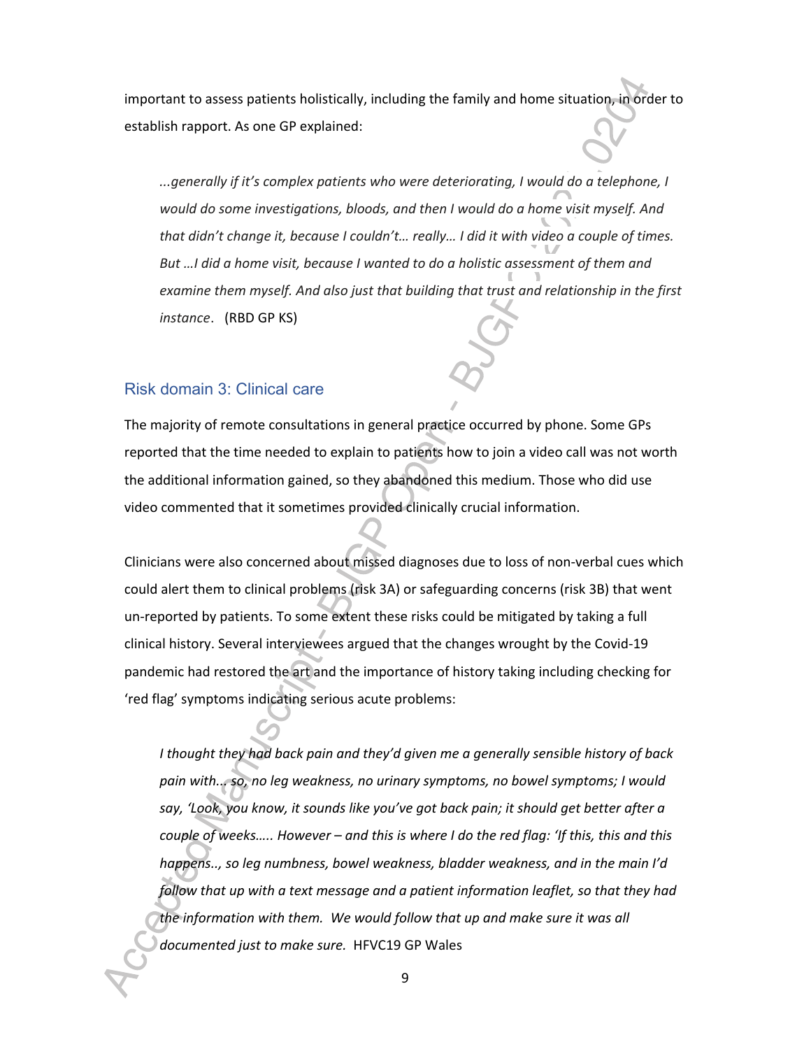important to assess patients holistically, including the family and home situation, in order to establish rapport. As one GP explained:

> *...generally if it's complex patients who were deteriorating, I would do a telephone, I would do some investigations, bloods, and then I would do a home visit myself. And that didn't change it, because I couldn't… really… I did it with video a couple of times. But …I did a home visit, because I wanted to do a holistic assessment of them and examine them myself. And also just that building that trust and relationship in the first instance*. (RBD GP KS)

## Risk domain 3: Clinical care

The majority of remote consultations in general practice occurred by phone. Some GPs reported that the time needed to explain to patients how to join a video call was not worth the additional information gained, so they abandoned this medium. Those who did use video commented that it sometimes provided clinically crucial information.

Clinicians were also concerned about missed diagnoses due to loss of non-verbal cues which could alert them to clinical problems (risk 3A) or safeguarding concerns (risk 3B) that went un-reported by patients. To some extent these risks could be mitigated by taking a full clinical history. Several interviewees argued that the changes wrought by the Covid-19 pandemic had restored the art and the importance of history taking including checking for 'red flag' symptoms indicating serious acute problems:

> *I thought they had back pain and they'd given me a generally sensible history of back pain with... so, no leg weakness, no urinary symptoms, no bowel symptoms; I would say, 'Look, you know, it sounds like you've got back pain; it should get better after a couple of weeks….. However – and this is where I do the red flag: 'If this, this and this happens.., so leg numbness, bowel weakness, bladder weakness, and in the main I'd follow that up with a text message and a patient information leaflet, so that they had the information with them. We would follow that up and make sure it was all documented just to make sure.* HFVC19 GP Wales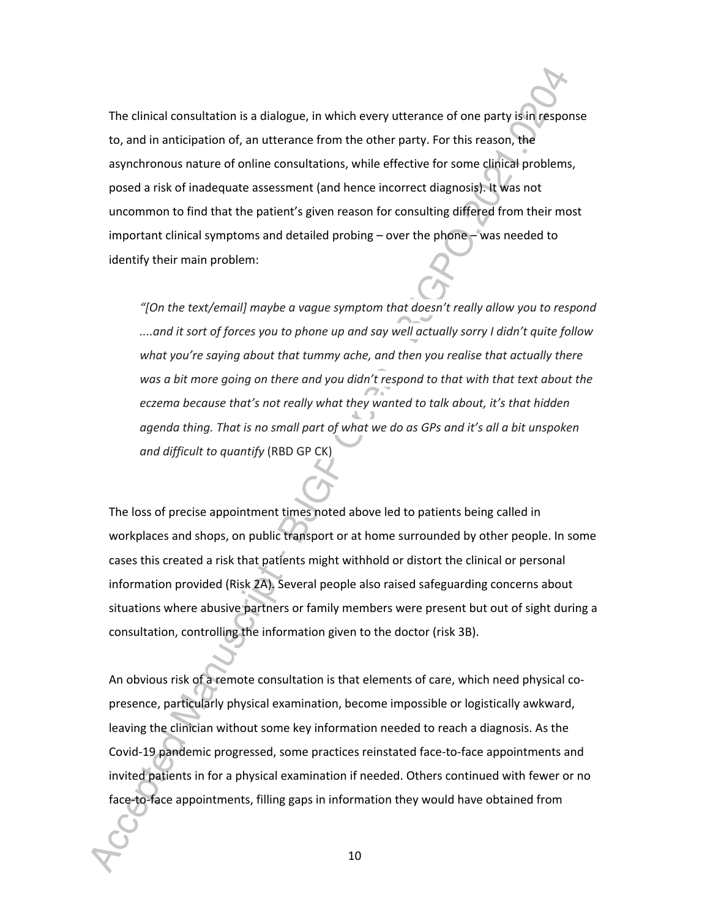The clinical consultation is a dialogue, in which every utterance of one party is in response to, and in anticipation of, an utterance from the other party. For this reason, the asynchronous nature of online consultations, while effective for some clinical problems, posed a risk of inadequate assessment (and hence incorrect diagnosis). It was not uncommon to find that the patient's given reason for consulting differed from their most important clinical symptoms and detailed probing – over the phone – was needed to identify their main problem:

> *"[On the text/email] maybe a vague symptom that doesn't really allow you to respond ....and it sort of forces you to phone up and say well actually sorry I didn't quite follow what you're saying about that tummy ache, and then you realise that actually there was a bit more going on there and you didn't respond to that with that text about the eczema because that's not really what they wanted to talk about, it's that hidden agenda thing. That is no small part of what we do as GPs and it's all a bit unspoken and difficult to quantify* (RBD GP CK)

The loss of precise appointment times noted above led to patients being called in workplaces and shops, on public transport or at home surrounded by other people. In some cases this created a risk that patients might withhold or distort the clinical or personal information provided (Risk 2A). Several people also raised safeguarding concerns about situations where abusive partners or family members were present but out of sight during a consultation, controlling the information given to the doctor (risk 3B).

An obvious risk of a remote consultation is that elements of care, which need physical co-presence, particularly physical examination, become impossible or logistically awkward, leaving the clinician without some key information needed to reach a diagnosis. As the Covid-19 pandemic progressed, some practices reinstated face-to-face appointments and invited patients in for a physical examination if needed. Others continued with fewer or no face-to-face appointments, filling gaps in information they would have obtained from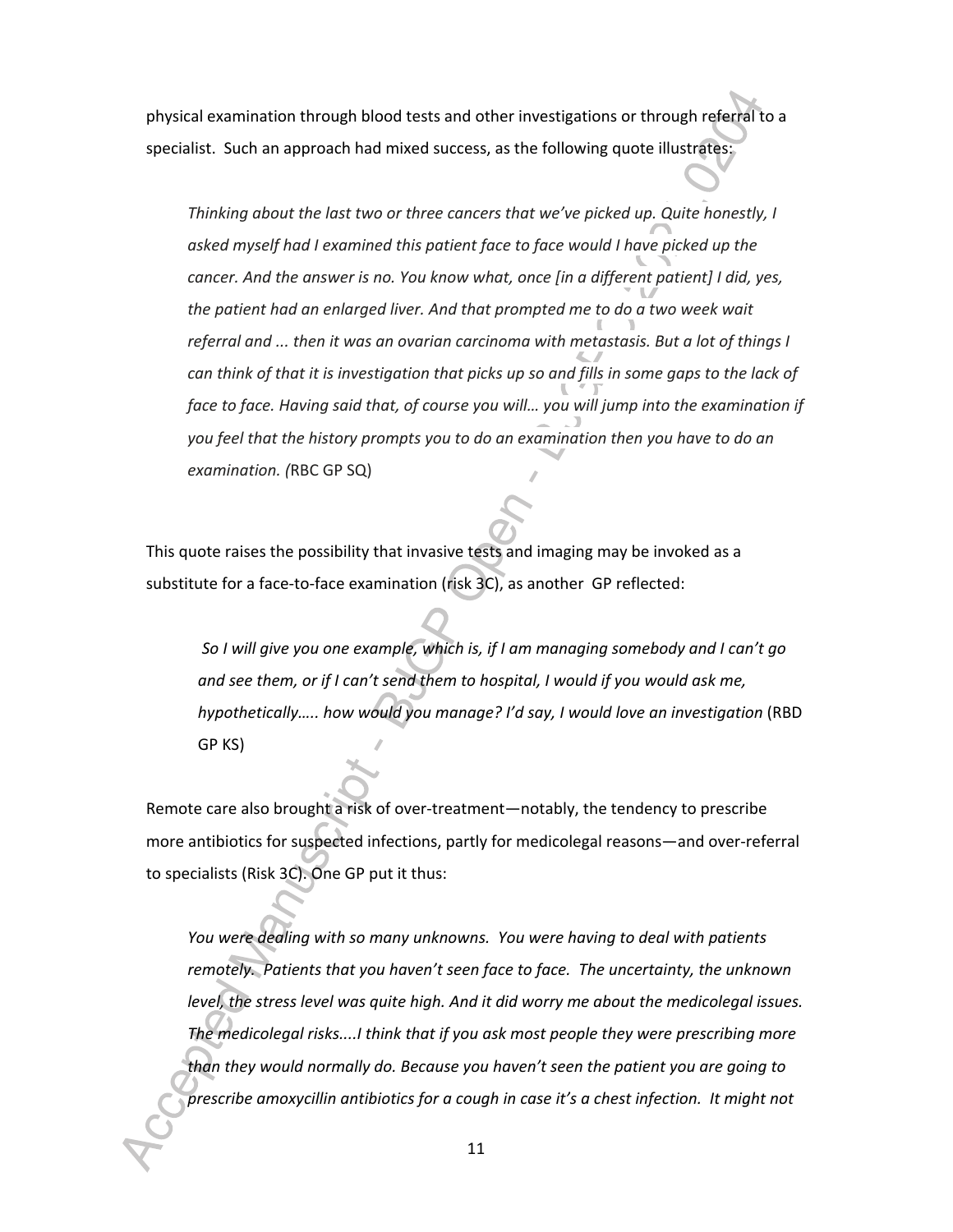physical examination through blood tests and other investigations or through referral to a specialist. Such an approach had mixed success, as the following quote illustrates:

> *Thinking about the last two or three cancers that we've picked up. Quite honestly, I asked myself had I examined this patient face to face would I have picked up the cancer. And the answer is no. You know what, once [in a different patient] I did, yes, the patient had an enlarged liver. And that prompted me to do a two week wait referral and ... then it was an ovarian carcinoma with metastasis. But a lot of things I can think of that it is investigation that picks up so and fills in some gaps to the lack of face to face. Having said that, of course you will… you will jump into the examination if you feel that the history prompts you to do an examination then you have to do an examination.* (RBC GP SQ)

This quote raises the possibility that invasive tests and imaging may be invoked as a substitute for a face-to-face examination (risk 3C), as another GP reflected:

> *So I will give you one example, which is, if I am managing somebody and I can't go and see them, or if I can't send them to hospital, I would if you would ask me, hypothetically….. how would you manage? I'd say, I would love an investigation* (RBD GP KS)

Remote care also brought a risk of over-treatment—notably, the tendency to prescribe more antibiotics for suspected infections, partly for medicolegal reasons—and over-referral to specialists (Risk 3C). One GP put it thus:

> *You were dealing with so many unknowns. You were having to deal with patients remotely. Patients that you haven't seen face to face. The uncertainty, the unknown level, the stress level was quite high. And it did worry me about the medicolegal issues. The medicolegal risks....I think that if you ask most people they were prescribing more than they would normally do. Because you haven't seen the patient you are going to prescribe amoxycillin antibiotics for a cough in case it's a chest infection. It might not*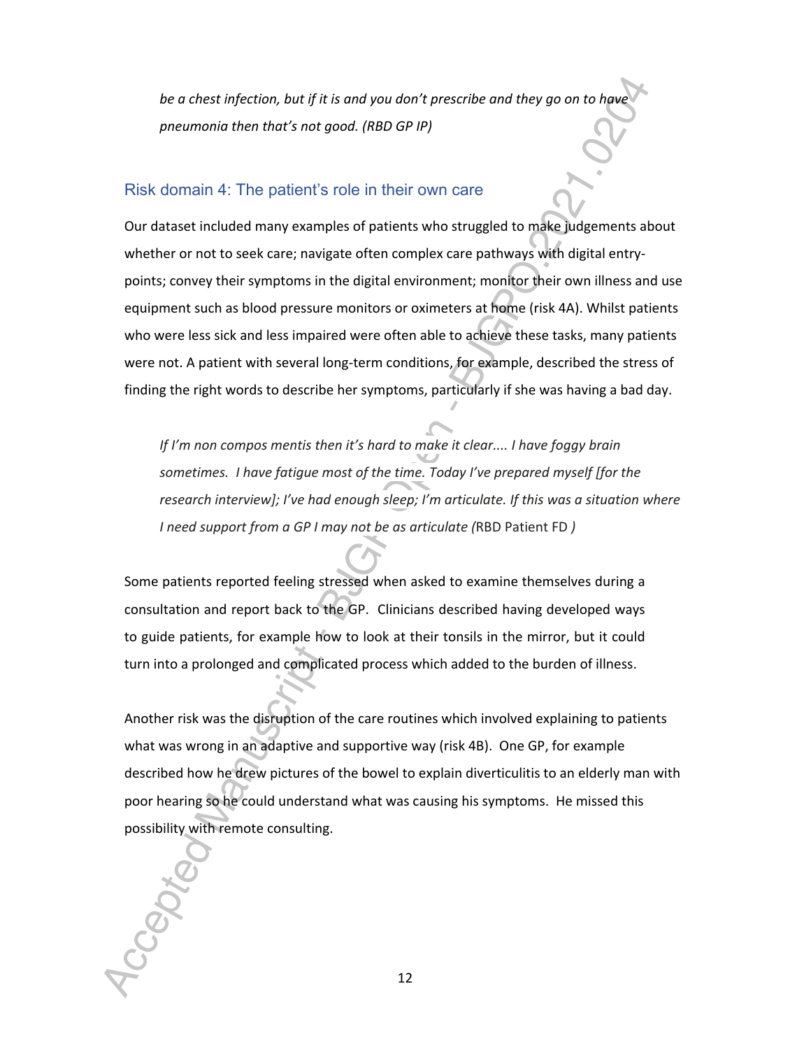*be a chest infection, but if it is and you don't prescribe and they go on to have pneumonia then that's not good. (RBD GP IP)*

## Risk domain 4: The patient's role in their own care

Our dataset included many examples of patients who struggled to make judgements about whether or not to seek care; navigate often complex care pathways with digital entry-points; convey their symptoms in the digital environment; monitor their own illness and use equipment such as blood pressure monitors or oximeters at home (risk 4A). Whilst patients who were less sick and less impaired were often able to achieve these tasks, many patients were not. A patient with several long-term conditions, for example, described the stress of finding the right words to describe her symptoms, particularly if she was having a bad day.

> *If I'm non compos mentis then it's hard to make it clear.... I have foggy brain sometimes. I have fatigue most of the time. Today I've prepared myself [for the research interview]; I've had enough sleep; I'm articulate. If this was a situation where I need support from a GP I may not be as articulate (*RBD Patient FD *)*

Some patients reported feeling stressed when asked to examine themselves during a consultation and report back to the GP. Clinicians described having developed ways to guide patients, for example how to look at their tonsils in the mirror, but it could turn into a prolonged and complicated process which added to the burden of illness.

Another risk was the disruption of the care routines which involved explaining to patients what was wrong in an adaptive and supportive way (risk 4B). One GP, for example described how he drew pictures of the bowel to explain diverticulitis to an elderly man with poor hearing so he could understand what was causing his symptoms. He missed this possibility with remote consulting.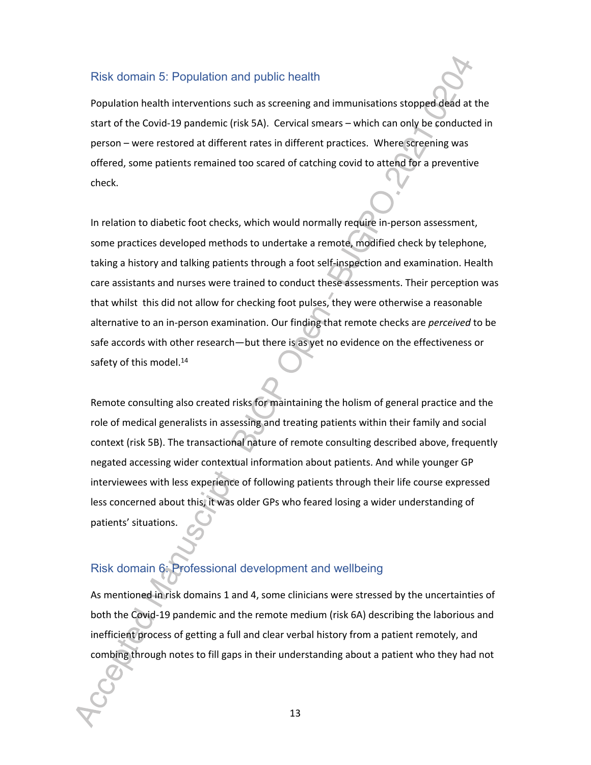## Risk domain 5: Population and public health

Population health interventions such as screening and immunisations stopped dead at the start of the Covid-19 pandemic (risk 5A). Cervical smears – which can only be conducted in person – were restored at different rates in different practices. Where screening was offered, some patients remained too scared of catching covid to attend for a preventive check.

In relation to diabetic foot checks, which would normally require in-person assessment, some practices developed methods to undertake a remote, modified check by telephone, taking a history and talking patients through a foot self-inspection and examination. Health care assistants and nurses were trained to conduct these assessments. Their perception was that whilst this did not allow for checking foot pulses, they were otherwise a reasonable alternative to an in-person examination. Our finding that remote checks are *perceived* to be safe accords with other research—but there is as yet no evidence on the effectiveness or safety of this model.[14]

Remote consulting also created risks for maintaining the holism of general practice and the role of medical generalists in assessing and treating patients within their family and social context (risk 5B). The transactional nature of remote consulting described above, frequently negated accessing wider contextual information about patients. And while younger GP interviewees with less experience of following patients through their life course expressed less concerned about this, it was older GPs who feared losing a wider understanding of patients' situations.

## Risk domain 6: Professional development and wellbeing

As mentioned in risk domains 1 and 4, some clinicians were stressed by the uncertainties of both the Covid-19 pandemic and the remote medium (risk 6A) describing the laborious and inefficient process of getting a full and clear verbal history from a patient remotely, and combing through notes to fill gaps in their understanding about a patient who they had not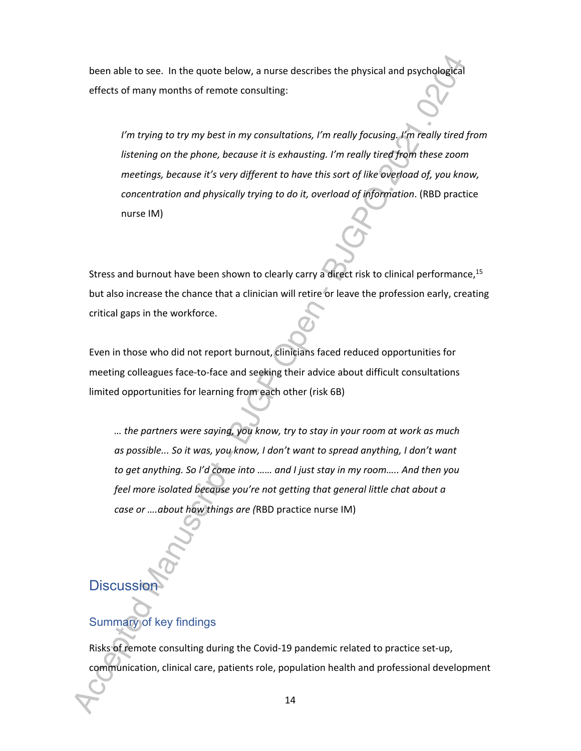been able to see. In the quote below, a nurse describes the physical and psychological effects of many months of remote consulting:

> *I'm trying to try my best in my consultations, I'm really focusing. I'm really tired from listening on the phone, because it is exhausting. I'm really tired from these zoom meetings, because it's very different to have this sort of like overload of, you know, concentration and physically trying to do it, overload of information*. (RBD practice nurse IM)

Stress and burnout have been shown to clearly carry a direct risk to clinical performance,[15] but also increase the chance that a clinician will retire or leave the profession early, creating critical gaps in the workforce.

Even in those who did not report burnout, clinicians faced reduced opportunities for meeting colleagues face-to-face and seeking their advice about difficult consultations limited opportunities for learning from each other (risk 6B)

> *… the partners were saying, you know, try to stay in your room at work as much as possible... So it was, you know, I don't want to spread anything, I don't want to get anything. So I'd come into …… and I just stay in my room….. And then you feel more isolated because you're not getting that general little chat about a case or ….about how things are (*RBD practice nurse IM)

# Discussion

## Summary of key findings

Risks of remote consulting during the Covid-19 pandemic related to practice set-up, communication, clinical care, patients role, population health and professional development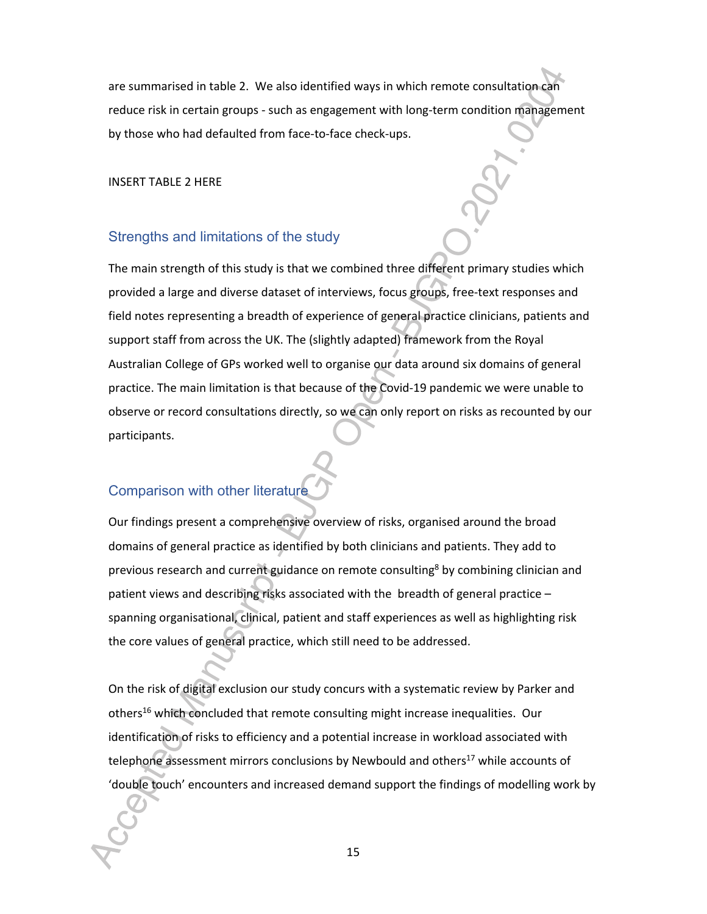are summarised in table 2. We also identified ways in which remote consultation can reduce risk in certain groups - such as engagement with long-term condition management by those who had defaulted from face-to-face check-ups.

INSERT TABLE 2 HERE

## Strengths and limitations of the study

The main strength of this study is that we combined three different primary studies which provided a large and diverse dataset of interviews, focus groups, free-text responses and field notes representing a breadth of experience of general practice clinicians, patients and support staff from across the UK. The (slightly adapted) framework from the Royal Australian College of GPs worked well to organise our data around six domains of general practice. The main limitation is that because of the Covid-19 pandemic we were unable to observe or record consultations directly, so we can only report on risks as recounted by our participants.

## Comparison with other literature

Our findings present a comprehensive overview of risks, organised around the broad domains of general practice as identified by both clinicians and patients. They add to previous research and current guidance on remote consulting[8] by combining clinician and patient views and describing risks associated with the breadth of general practice – spanning organisational, clinical, patient and staff experiences as well as highlighting risk the core values of general practice, which still need to be addressed.

On the risk of digital exclusion our study concurs with a systematic review by Parker and others[16] which concluded that remote consulting might increase inequalities. Our identification of risks to efficiency and a potential increase in workload associated with telephone assessment mirrors conclusions by Newbould and others[17] while accounts of 'double touch' encounters and increased demand support the findings of modelling work by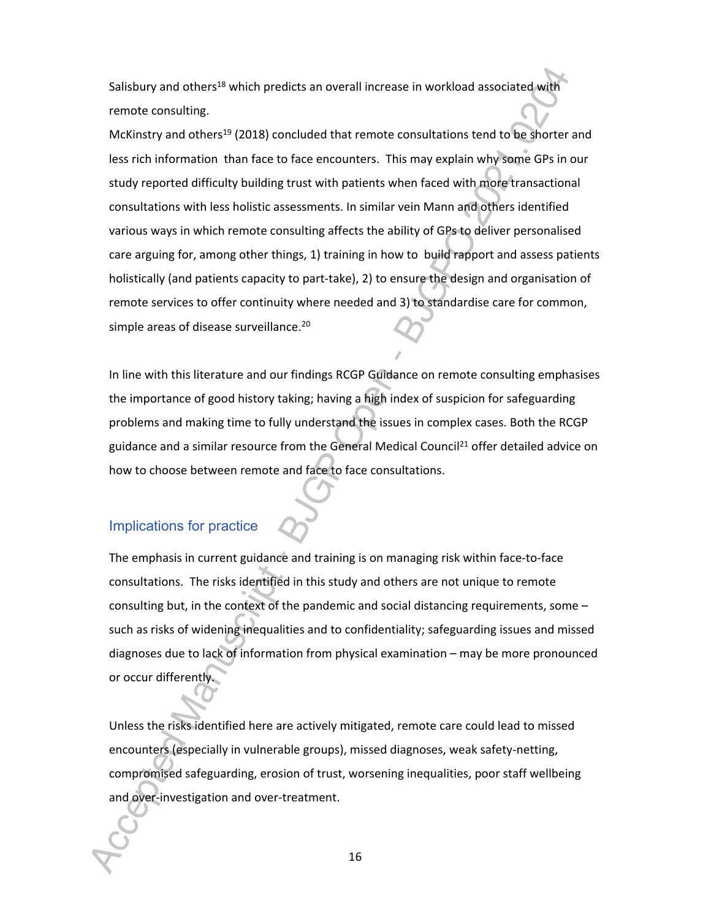Salisbury and others[18] which predicts an overall increase in workload associated with remote consulting.

McKinstry and others[19] (2018) concluded that remote consultations tend to be shorter and less rich information than face to face encounters. This may explain why some GPs in our study reported difficulty building trust with patients when faced with more transactional consultations with less holistic assessments. In similar vein Mann and others identified various ways in which remote consulting affects the ability of GPs to deliver personalised care arguing for, among other things, 1) training in how to build rapport and assess patients holistically (and patients capacity to part-take), 2) to ensure the design and organisation of remote services to offer continuity where needed and 3) to standardise care for common, simple areas of disease surveillance.[20]

In line with this literature and our findings RCGP Guidance on remote consulting emphasises the importance of good history taking; having a high index of suspicion for safeguarding problems and making time to fully understand the issues in complex cases. Both the RCGP guidance and a similar resource from the General Medical Council[21] offer detailed advice on how to choose between remote and face to face consultations.

## Implications for practice

The emphasis in current guidance and training is on managing risk within face-to-face consultations. The risks identified in this study and others are not unique to remote consulting but, in the context of the pandemic and social distancing requirements, some – such as risks of widening inequalities and to confidentiality; safeguarding issues and missed diagnoses due to lack of information from physical examination – may be more pronounced or occur differently.

Unless the risks identified here are actively mitigated, remote care could lead to missed encounters (especially in vulnerable groups), missed diagnoses, weak safety-netting, compromised safeguarding, erosion of trust, worsening inequalities, poor staff wellbeing and over-investigation and over-treatment.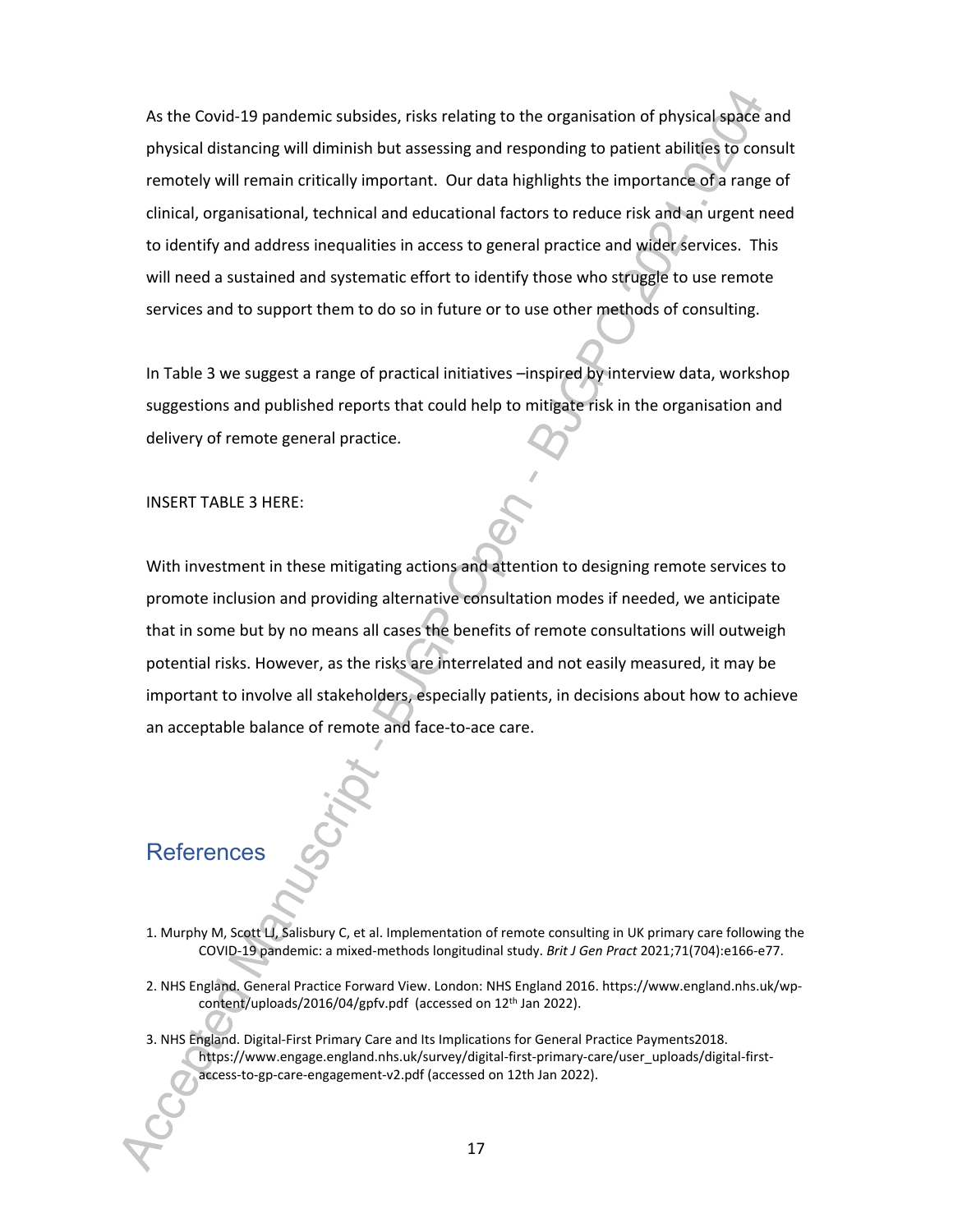As the Covid-19 pandemic subsides, risks relating to the organisation of physical space and physical distancing will diminish but assessing and responding to patient abilities to consult remotely will remain critically important. Our data highlights the importance of a range of clinical, organisational, technical and educational factors to reduce risk and an urgent need to identify and address inequalities in access to general practice and wider services. This will need a sustained and systematic effort to identify those who struggle to use remote services and to support them to do so in future or to use other methods of consulting.

In Table 3 we suggest a range of practical initiatives –inspired by interview data, workshop suggestions and published reports that could help to mitigate risk in the organisation and delivery of remote general practice.

INSERT TABLE 3 HERE:

With investment in these mitigating actions and attention to designing remote services to promote inclusion and providing alternative consultation modes if needed, we anticipate that in some but by no means all cases the benefits of remote consultations will outweigh potential risks. However, as the risks are interrelated and not easily measured, it may be important to involve all stakeholders, especially patients, in decisions about how to achieve an acceptable balance of remote and face-to-ace care.

## References

1. Murphy M, Scott LJ, Salisbury C, et al. Implementation of remote consulting in UK primary care following the COVID-19 pandemic: a mixed-methods longitudinal study. *Brit J Gen Pract* 2021;71(704):e166-e77.
2. NHS England. General Practice Forward View. London: NHS England 2016. https://www.england.nhs.uk/wp-content/uploads/2016/04/gpfv.pdf (accessed on 12th Jan 2022).
3. NHS England. Digital-First Primary Care and Its Implications for General Practice Payments2018. https://www.engage.england.nhs.uk/survey/digital-first-primary-care/user_uploads/digital-first-access-to-gp-care-engagement-v2.pdf (accessed on 12th Jan 2022).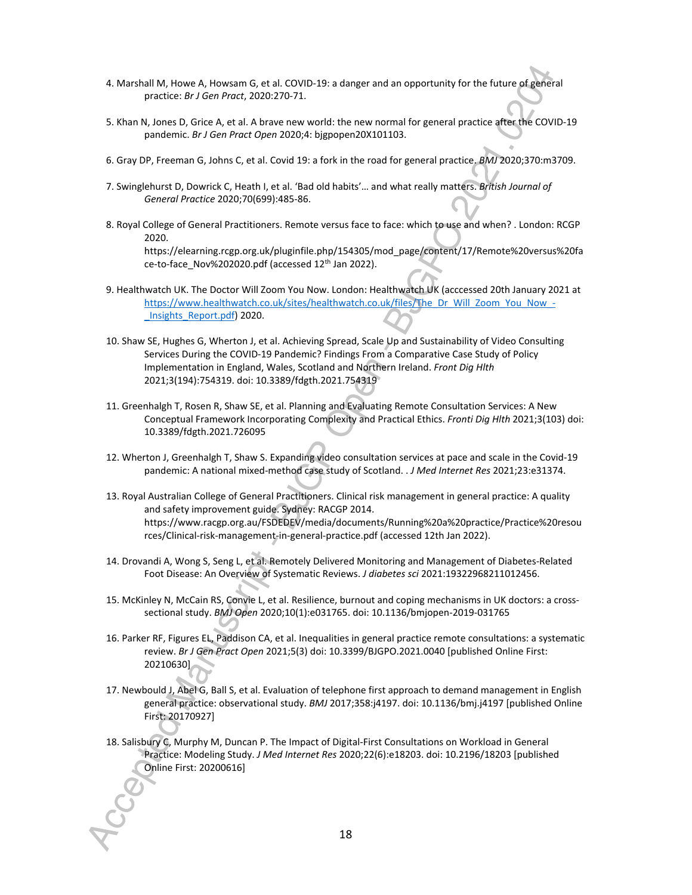4. Marshall M, Howe A, Howsam G, et al. COVID-19: a danger and an opportunity for the future of general practice: *Br J Gen Pract*, 2020:270-71.

5. Khan N, Jones D, Grice A, et al. A brave new world: the new normal for general practice after the COVID-19 pandemic. *Br J Gen Pract Open* 2020;4: bjgpopen20X101103.

6. Gray DP, Freeman G, Johns C, et al. Covid 19: a fork in the road for general practice. *BMJ* 2020;370:m3709.

7. Swinglehurst D, Dowrick C, Heath I, et al. 'Bad old habits'… and what really matters. *British Journal of General Practice* 2020;70(699):485-86.

8. Royal College of General Practitioners. Remote versus face to face: which to use and when? . London: RCGP 2020. https://elearning.rcgp.org.uk/pluginfile.php/154305/mod_page/content/17/Remote%20versus%20face-to-face_Nov%202020.pdf (accessed 12th Jan 2022).

9. Healthwatch UK. The Doctor Will Zoom You Now. London: Healthwatch UK (acccessed 20th January 2021 at https://www.healthwatch.co.uk/sites/healthwatch.co.uk/files/The_Dr_Will_Zoom_You_Now_-_Insights_Report.pdf) 2020.

10. Shaw SE, Hughes G, Wherton J, et al. Achieving Spread, Scale Up and Sustainability of Video Consulting Services During the COVID-19 Pandemic? Findings From a Comparative Case Study of Policy Implementation in England, Wales, Scotland and Northern Ireland. *Front Dig Hlth* 2021;3(194):754319. doi: 10.3389/fdgth.2021.754319

11. Greenhalgh T, Rosen R, Shaw SE, et al. Planning and Evaluating Remote Consultation Services: A New Conceptual Framework Incorporating Complexity and Practical Ethics. *Fronti Dig Hlth* 2021;3(103) doi: 10.3389/fdgth.2021.726095

12. Wherton J, Greenhalgh T, Shaw S. Expanding video consultation services at pace and scale in the Covid-19 pandemic: A national mixed-method case study of Scotland. . *J Med Internet Res* 2021;23:e31374.

13. Royal Australian College of General Practitioners. Clinical risk management in general practice: A quality and safety improvement guide. Sydney: RACGP 2014. https://www.racgp.org.au/FSDEDEV/media/documents/Running%20a%20practice/Practice%20resources/Clinical-risk-management-in-general-practice.pdf (accessed 12th Jan 2022).

14. Drovandi A, Wong S, Seng L, et al. Remotely Delivered Monitoring and Management of Diabetes-Related Foot Disease: An Overview of Systematic Reviews. *J diabetes sci* 2021:19322968211012456.

15. McKinley N, McCain RS, Convie L, et al. Resilience, burnout and coping mechanisms in UK doctors: a cross-sectional study. *BMJ Open* 2020;10(1):e031765. doi: 10.1136/bmjopen-2019-031765

16. Parker RF, Figures EL, Paddison CA, et al. Inequalities in general practice remote consultations: a systematic review. *Br J Gen Pract Open* 2021;5(3) doi: 10.3399/BJGPO.2021.0040 [published Online First: 20210630]

17. Newbould J, Abel G, Ball S, et al. Evaluation of telephone first approach to demand management in English general practice: observational study. *BMJ* 2017;358:j4197. doi: 10.1136/bmj.j4197 [published Online First: 20170927]

18. Salisbury C, Murphy M, Duncan P. The Impact of Digital-First Consultations on Workload in General Practice: Modeling Study. *J Med Internet Res* 2020;22(6):e18203. doi: 10.2196/18203 [published Online First: 20200616]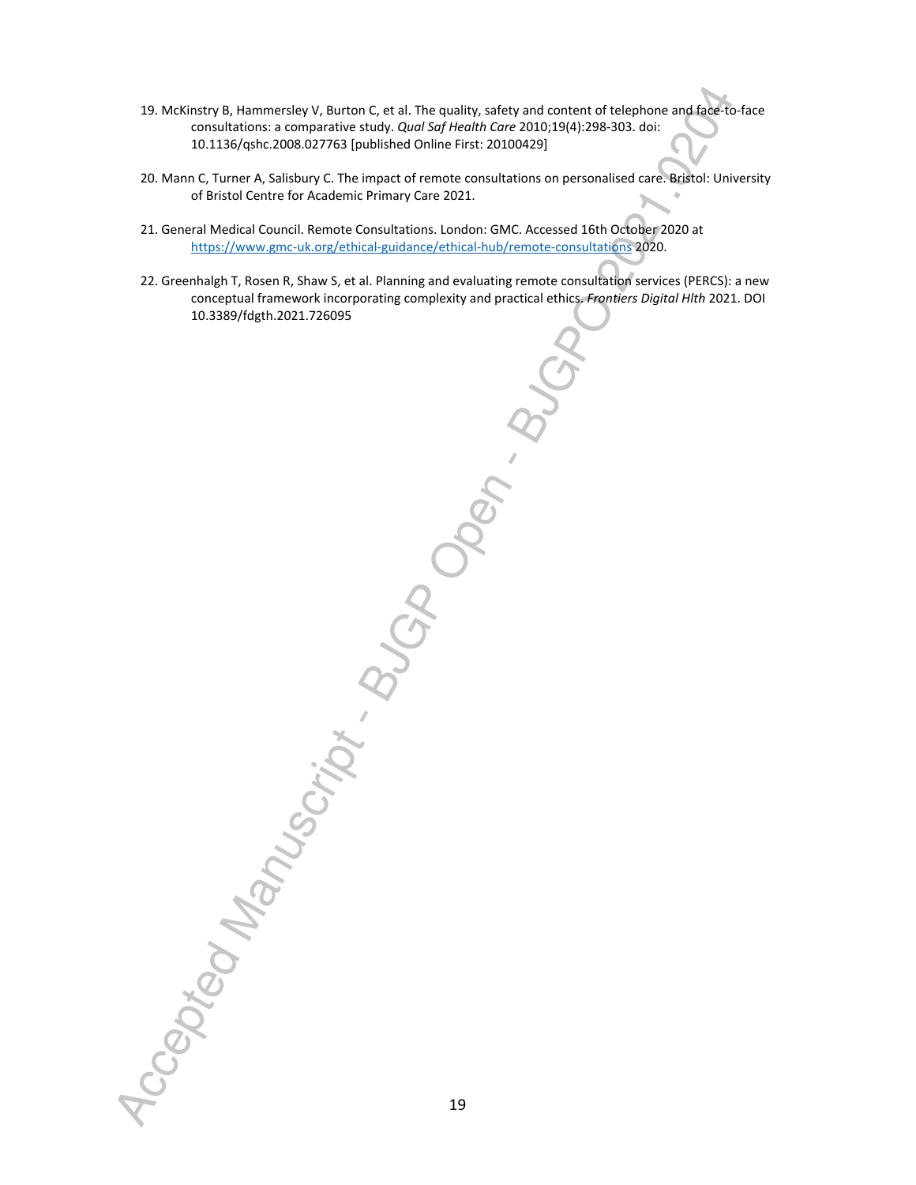19. McKinstry B, Hammersley V, Burton C, et al. The quality, safety and content of telephone and face-to-face consultations: a comparative study. *Qual Saf Health Care* 2010;19(4):298-303. doi: 10.1136/qshc.2008.027763 [published Online First: 20100429]

20. Mann C, Turner A, Salisbury C. The impact of remote consultations on personalised care. Bristol: University of Bristol Centre for Academic Primary Care 2021.

21. General Medical Council. Remote Consultations. London: GMC. Accessed 16th October 2020 at https://www.gmc-uk.org/ethical-guidance/ethical-hub/remote-consultations 2020.

22. Greenhalgh T, Rosen R, Shaw S, et al. Planning and evaluating remote consultation services (PERCS): a new conceptual framework incorporating complexity and practical ethics. *Frontiers Digital Hlth* 2021. DOI 10.3389/fdgth.2021.726095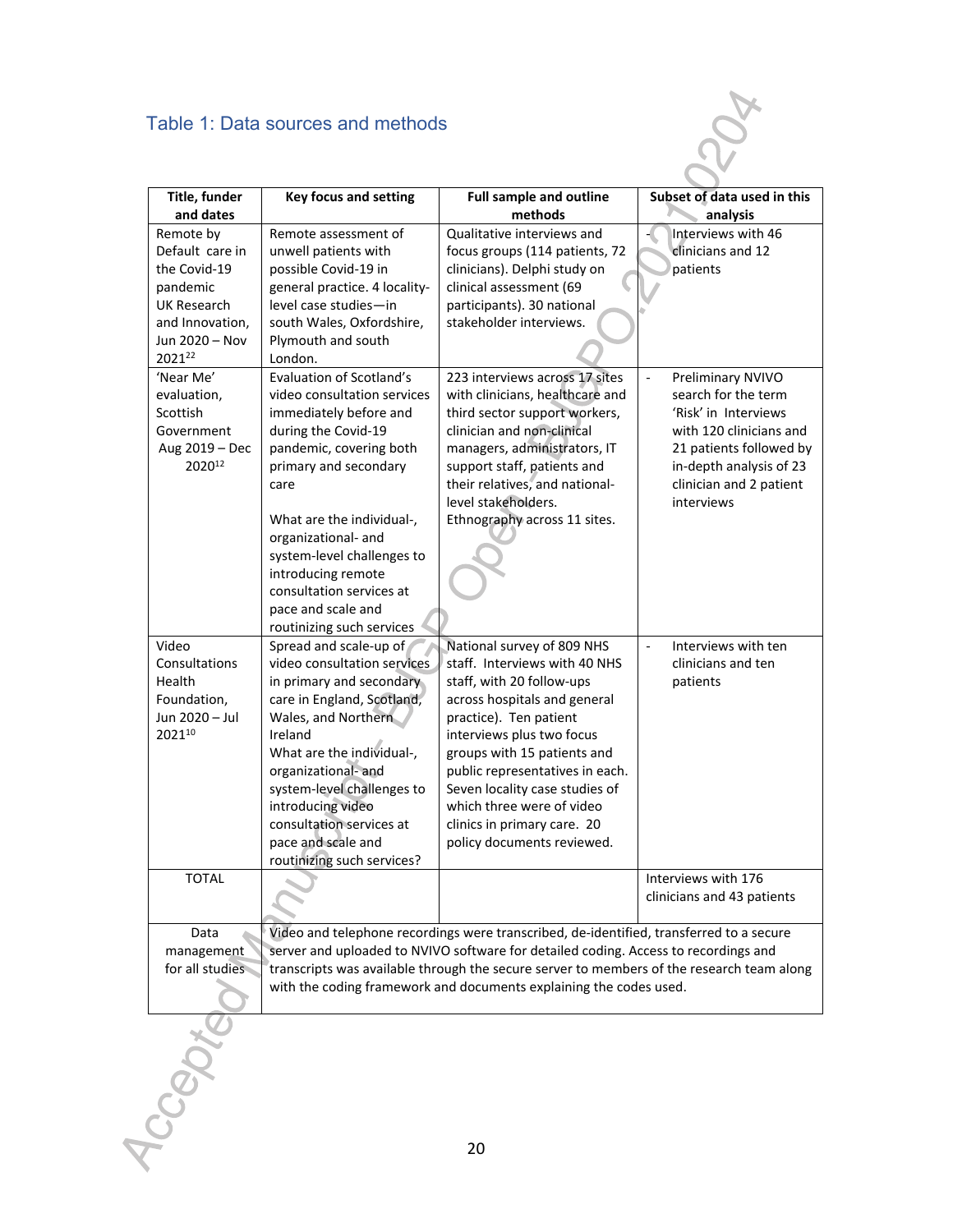## Table 1: Data sources and methods

| Title, funder and dates | Key focus and setting | Full sample and outline methods | Subset of data used in this analysis |
|---|---|---|---|
| Remote by Default care in the Covid-19 pandemic UK Research and Innovation, Jun 2020 – Nov 2021[22] | Remote assessment of unwell patients with possible Covid-19 in general practice. 4 locality-level case studies—in south Wales, Oxfordshire, Plymouth and south London. | Qualitative interviews and focus groups (114 patients, 72 clinicians). Delphi study on clinical assessment (69 participants). 30 national stakeholder interviews. | - Interviews with 46 clinicians and 12 patients |
| 'Near Me' evaluation, Scottish Government Aug 2019 – Dec 2020[12] | Evaluation of Scotland's video consultation services immediately before and during the Covid-19 pandemic, covering both primary and secondary care<br><br>What are the individual-, organizational- and system-level challenges to introducing remote consultation services at pace and scale and routinizing such services | 223 interviews across 17 sites with clinicians, healthcare and third sector support workers, clinician and non-clinical managers, administrators, IT support staff, patients and their relatives, and national-level stakeholders. Ethnography across 11 sites. | - Preliminary NVIVO search for the term 'Risk' in Interviews with 120 clinicians and 21 patients followed by in-depth analysis of 23 clinician and 2 patient interviews |
| Video Consultations Health Foundation, Jun 2020 – Jul 2021[10] | Spread and scale-up of video consultation services in primary and secondary care in England, Scotland, Wales, and Northern Ireland<br>What are the individual-, organizational- and system-level challenges to introducing video consultation services at pace and scale and routinizing such services? | National survey of 809 NHS staff. Interviews with 40 NHS staff, with 20 follow-ups across hospitals and general practice). Ten patient interviews plus two focus groups with 15 patients and public representatives in each. Seven locality case studies of which three were of video clinics in primary care. 20 policy documents reviewed. | - Interviews with ten clinicians and ten patients |
| TOTAL | | | Interviews with 176 clinicians and 43 patients |
| Data management for all studies | Video and telephone recordings were transcribed, de-identified, transferred to a secure server and uploaded to NVIVO software for detailed coding. Access to recordings and transcripts was available through the secure server to members of the research team along with the coding framework and documents explaining the codes used. | | |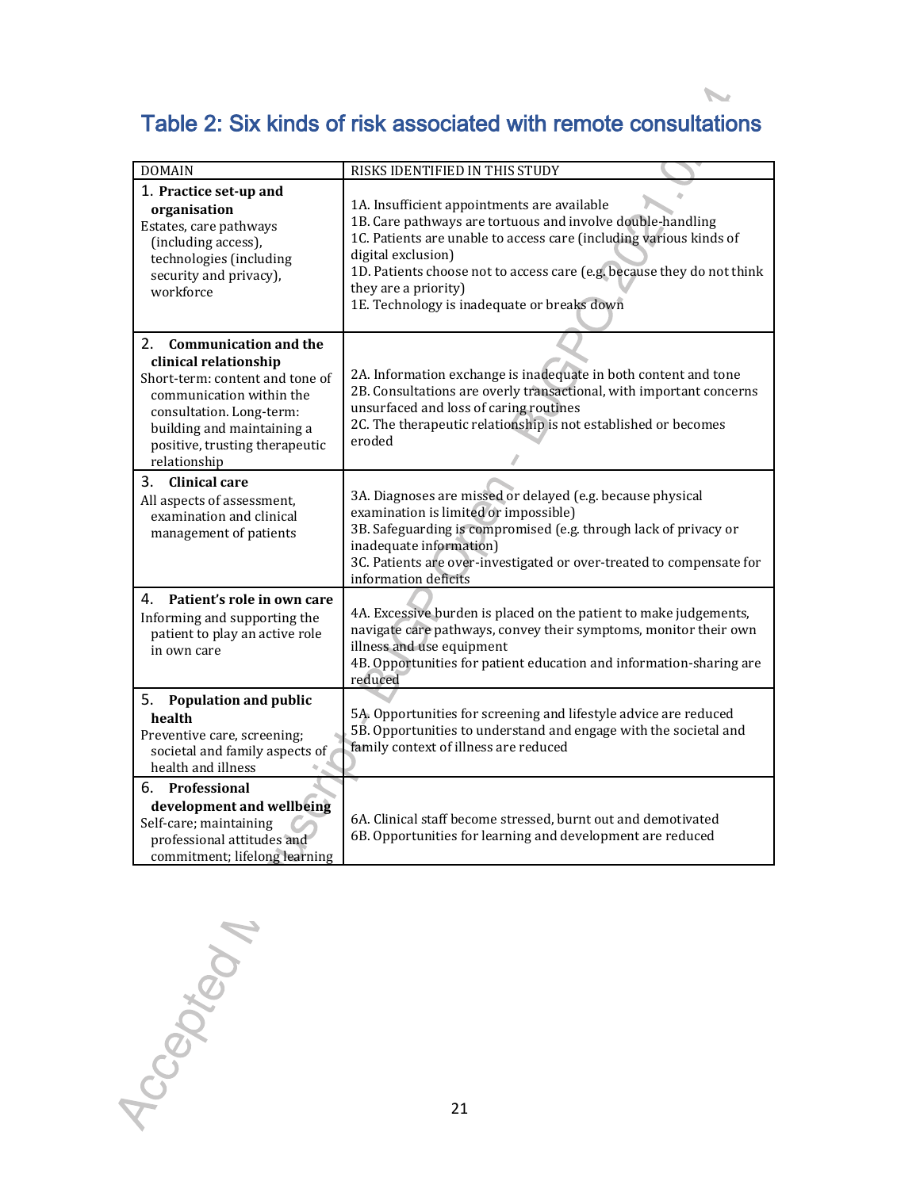## Table 2: Six kinds of risk associated with remote consultations

| DOMAIN | RISKS IDENTIFIED IN THIS STUDY |
|---|---|
| 1. **Practice set-up and organisation**<br>Estates, care pathways (including access), technologies (including security and privacy), workforce | 1A. Insufficient appointments are available<br>1B. Care pathways are tortuous and involve double-handling<br>1C. Patients are unable to access care (including various kinds of digital exclusion)<br>1D. Patients choose not to access care (e.g. because they do not think they are a priority)<br>1E. Technology is inadequate or breaks down |
| 2. **Communication and the clinical relationship**<br>Short-term: content and tone of communication within the consultation. Long-term: building and maintaining a positive, trusting therapeutic relationship | 2A. Information exchange is inadequate in both content and tone<br>2B. Consultations are overly transactional, with important concerns unsurfaced and loss of caring routines<br>2C. The therapeutic relationship is not established or becomes eroded |
| 3. **Clinical care**<br>All aspects of assessment, examination and clinical management of patients | 3A. Diagnoses are missed or delayed (e.g. because physical examination is limited or impossible)<br>3B. Safeguarding is compromised (e.g. through lack of privacy or inadequate information)<br>3C. Patients are over-investigated or over-treated to compensate for information deficits |
| 4. **Patient's role in own care**<br>Informing and supporting the patient to play an active role in own care | 4A. Excessive burden is placed on the patient to make judgements, navigate care pathways, convey their symptoms, monitor their own illness and use equipment<br>4B. Opportunities for patient education and information-sharing are reduced |
| 5. **Population and public health**<br>Preventive care, screening; societal and family aspects of health and illness | 5A. Opportunities for screening and lifestyle advice are reduced<br>5B. Opportunities to understand and engage with the societal and family context of illness are reduced |
| 6. **Professional development and wellbeing**<br>Self-care; maintaining professional attitudes and commitment; lifelong learning | 6A. Clinical staff become stressed, burnt out and demotivated<br>6B. Opportunities for learning and development are reduced |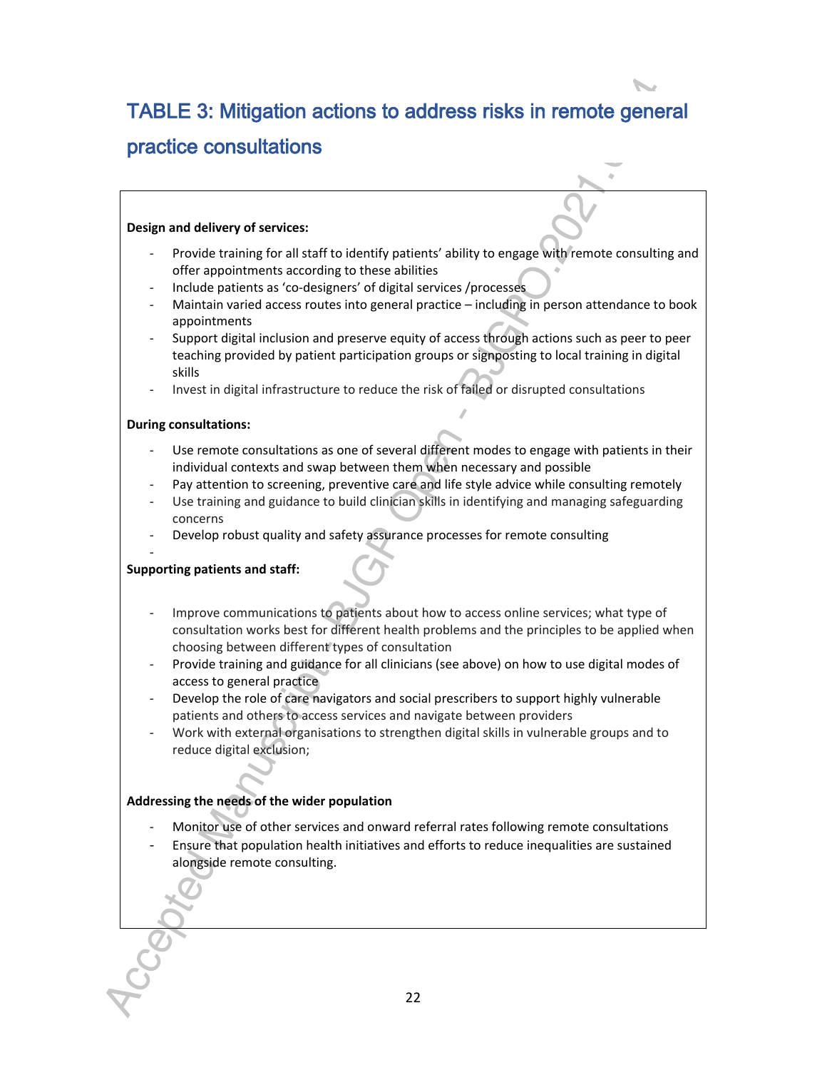# TABLE 3: Mitigation actions to address risks in remote general practice consultations

**Design and delivery of services:**

- Provide training for all staff to identify patients' ability to engage with remote consulting and offer appointments according to these abilities
- Include patients as 'co-designers' of digital services /processes
- Maintain varied access routes into general practice – including in person attendance to book appointments
- Support digital inclusion and preserve equity of access through actions such as peer to peer teaching provided by patient participation groups or signposting to local training in digital skills
- Invest in digital infrastructure to reduce the risk of failed or disrupted consultations

**During consultations:**

- Use remote consultations as one of several different modes to engage with patients in their individual contexts and swap between them when necessary and possible
- Pay attention to screening, preventive care and life style advice while consulting remotely
- Use training and guidance to build clinician skills in identifying and managing safeguarding concerns
- Develop robust quality and safety assurance processes for remote consulting
-

**Supporting patients and staff:**

- Improve communications to patients about how to access online services; what type of consultation works best for different health problems and the principles to be applied when choosing between different types of consultation
- Provide training and guidance for all clinicians (see above) on how to use digital modes of access to general practice
- Develop the role of care navigators and social prescribers to support highly vulnerable patients and others to access services and navigate between providers
- Work with external organisations to strengthen digital skills in vulnerable groups and to reduce digital exclusion;

**Addressing the needs of the wider population**

- Monitor use of other services and onward referral rates following remote consultations
- Ensure that population health initiatives and efforts to reduce inequalities are sustained alongside remote consulting.